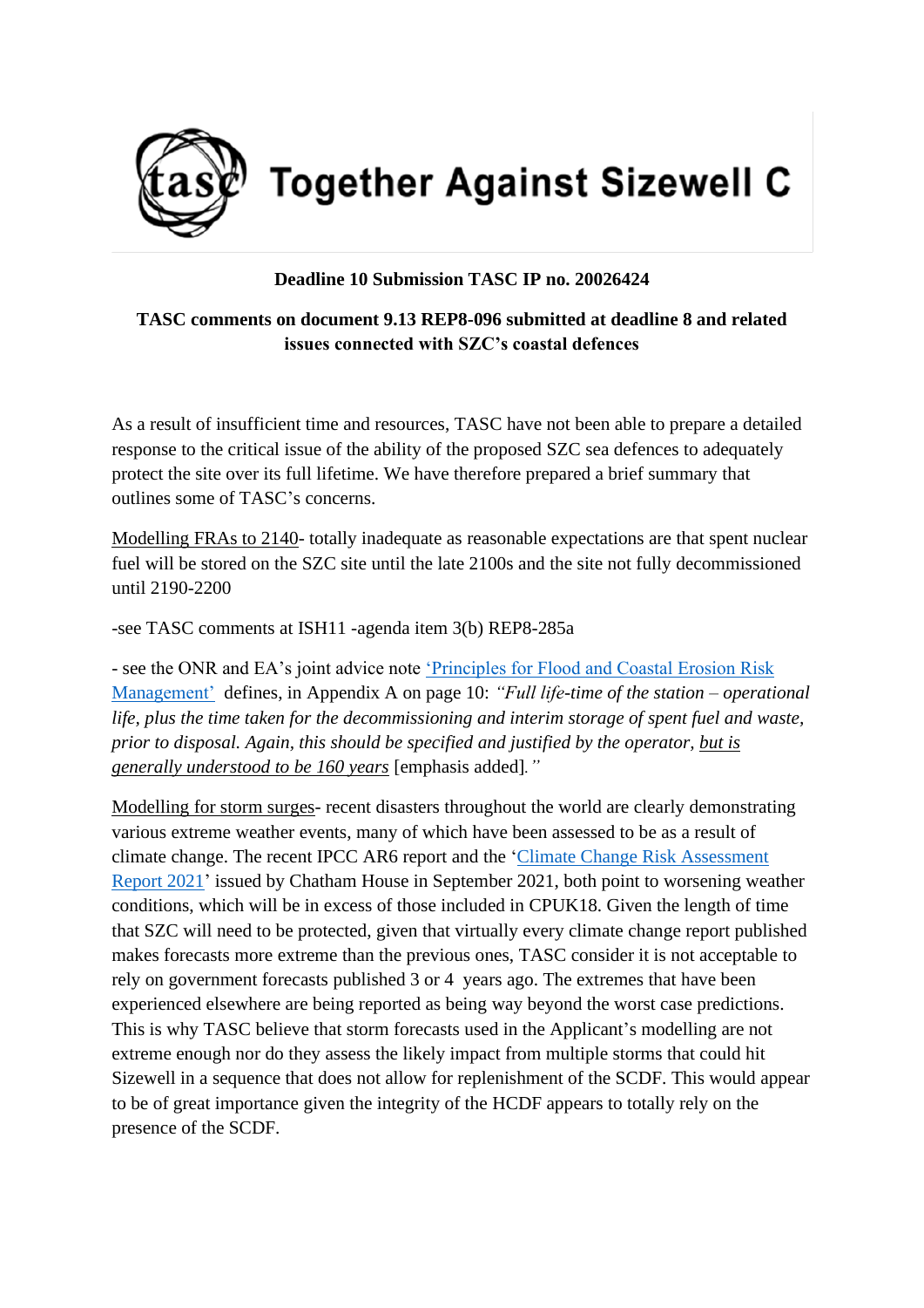# Together Against Sizewell C

**Deadline 10 Submission TASC IP no. 20026424**

**TASC comments on document 9.13 REP8-096 submitted at deadline 8 and related issues connected with SZC's coastal defences**

As a result of insufficient time and resources, TASC have not been able to prepare a detailed response to the critical issue of the ability of the proposed SZC sea defences to adequately protect the site over its full lifetime. We have therefore prepared a brief summary that outlines some of TASC's concerns.

Modelling FRAs to 2140- totally inadequate as reasonable expectations are that spent nuclear fuel will be stored on the SZC site until the late 2100s and the site not fully decommissioned until 2190-2200

-see TASC comments at ISH11 -agenda item 3(b) REP8-285a

- see the ONR and EA's joint advice note 'Principles for Flood and Coastal Erosion Risk Management' defines, in Appendix A on page 10: *"Full life-time of the station – operational life, plus the time taken for the decommissioning and interim storage of spent fuel and waste, prior to disposal. Again, this should be specified and justified by the operator, but is generally understood to be 160 years* [emphasis added]*."*

Modelling for storm surges- recent disasters throughout the world are clearly demonstrating various extreme weather events, many of which have been assessed to be as a result of climate change. The recent IPCC AR6 report and the 'Climate Change Risk Assessment Report 2021' issued by Chatham House in September 2021, both point to worsening weather conditions, which will be in excess of those included in CPUK18. Given the length of time that SZC will need to be protected, given that virtually every climate change report published makes forecasts more extreme than the previous ones, TASC consider it is not acceptable to rely on government forecasts published 3 or 4 years ago. The extremes that have been experienced elsewhere are being reported as being way beyond the worst case predictions. This is why TASC believe that storm forecasts used in the Applicant's modelling are not extreme enough nor do they assess the likely impact from multiple storms that could hit Sizewell in a sequence that does not allow for replenishment of the SCDF. This would appear to be of great importance given the integrity of the HCDF appears to totally rely on the presence of the SCDF.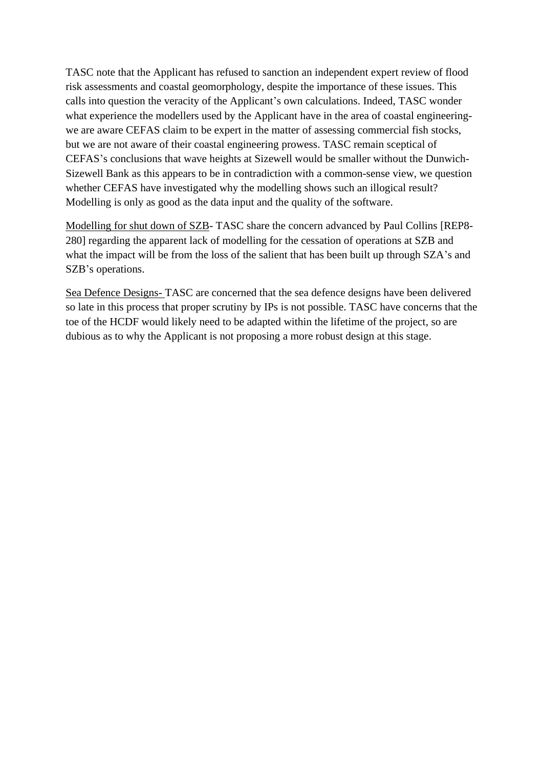TASC note that the Applicant has refused to sanction an independent expert review of flood risk assessments and coastal geomorphology, despite the importance of these issues. This calls into question the veracity of the Applicant's own calculations. Indeed, TASC wonder what experience the modellers used by the Applicant have in the area of coastal engineering- we are aware CEFAS claim to be expert in the matter of assessing commercial fish stocks, but we are not aware of their coastal engineering prowess. TASC remain sceptical of CEFAS's conclusions that wave heights at Sizewell would be smaller without the Dunwich-Sizewell Bank as this appears to be in contradiction with a common-sense view, we question whether CEFAS have investigated why the modelling shows such an illogical result? Modelling is only as good as the data input and the quality of the software.

<u>Modelling for shut down of SZB</u>- TASC share the concern advanced by Paul Collins [REP8-280] regarding the apparent lack of modelling for the cessation of operations at SZB and what the impact will be from the loss of the salient that has been built up through SZA's and SZB's operations.

<u>Sea Defence Designs-</u> TASC are concerned that the sea defence designs have been delivered so late in this process that proper scrutiny by IPs is not possible. TASC have concerns that the toe of the HCDF would likely need to be adapted within the lifetime of the project, so are dubious as to why the Applicant is not proposing a more robust design at this stage.